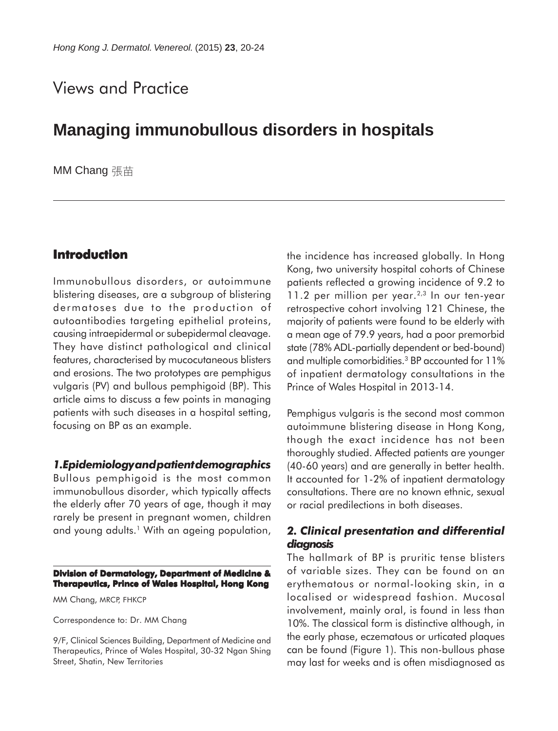# Views and Practice

## Managing immunobullous disorders in hospitals

MM Chang 張苗

### Introduction

Immunobullous disorders, or autoimmune blistering diseases, are a subgroup of blistering dermatoses due to the production of autoantibodies targeting epithelial proteins, causing intraepidermal or subepidermal cleavage. They have distinct pathological and clinical features, characterised by mucocutaneous blisters and erosions. The two prototypes are pemphigus vulgaris (PV) and bullous pemphigoid (BP). This article aims to discuss a few points in managing patients with such diseases in a hospital setting, focusing on BP as an example.

#### *1. Epidemiology and patient demographics*

Bullous pemphigoid is the most common immunobullous disorder, which typically affects the elderly after 70 years of age, though it may rarely be present in pregnant women, children and young adults.[1] With an ageing population, the incidence has increased globally. In Hong Kong, two university hospital cohorts of Chinese patients reflected a growing incidence of 9.2 to 11.2 per million per year.[2,3] In our ten-year retrospective cohort involving 121 Chinese, the majority of patients were found to be elderly with a mean age of 79.9 years, had a poor premorbid state (78% ADL-partially dependent or bed-bound) and multiple comorbidities.[3] BP accounted for 11% of inpatient dermatology consultations in the Prince of Wales Hospital in 2013-14.

Pemphigus vulgaris is the second most common autoimmune blistering disease in Hong Kong, though the exact incidence has not been thoroughly studied. Affected patients are younger (40-60 years) and are generally in better health. It accounted for 1-2% of inpatient dermatology consultations. There are no known ethnic, sexual or racial predilections in both diseases.

#### *2. Clinical presentation and differential diagnosis*

The hallmark of BP is pruritic tense blisters of variable sizes. They can be found on an erythematous or normal-looking skin, in a localised or widespread fashion. Mucosal involvement, mainly oral, is found in less than 10%. The classical form is distinctive although, in the early phase, eczematous or urticated plaques can be found (Figure 1). This non-bullous phase may last for weeks and is often misdiagnosed as

---

**Division of Dermatology, Department of Medicine & Therapeutics, Prince of Wales Hospital, Hong Kong**

MM Chang, MRCP, FHKCP

Correspondence to: Dr. MM Chang

9/F, Clinical Sciences Building, Department of Medicine and Therapeutics, Prince of Wales Hospital, 30-32 Ngan Shing Street, Shatin, New Territories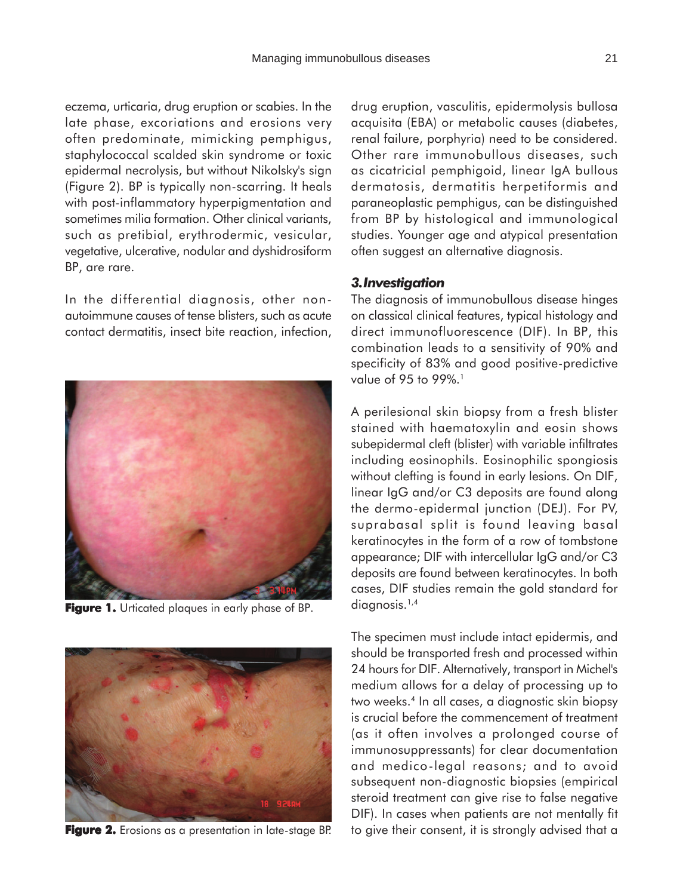eczema, urticaria, drug eruption or scabies. In the late phase, excoriations and erosions very often predominate, mimicking pemphigus, staphylococcal scalded skin syndrome or toxic epidermal necrolysis, but without Nikolsky's sign (Figure 2). BP is typically non-scarring. It heals with post-inflammatory hyperpigmentation and sometimes milia formation. Other clinical variants, such as pretibial, erythrodermic, vesicular, vegetative, ulcerative, nodular and dyshidrosiform BP, are rare.

In the differential diagnosis, other non-autoimmune causes of tense blisters, such as acute contact dermatitis, insect bite reaction, infection, drug eruption, vasculitis, epidermolysis bullosa acquisita (EBA) or metabolic causes (diabetes, renal failure, porphyria) need to be considered. Other rare immunobullous diseases, such as cicatricial pemphigoid, linear IgA bullous dermatosis, dermatitis herpetiformis and paraneoplastic pemphigus, can be distinguished from BP by histological and immunological studies. Younger age and atypical presentation often suggest an alternative diagnosis.

**Figure 1.** Urticated plaques in early phase of BP.

**Figure 2.** Erosions as a presentation in late-stage BP.

### *3. Investigation*

The diagnosis of immunobullous disease hinges on classical clinical features, typical histology and direct immunofluorescence (DIF). In BP, this combination leads to a sensitivity of 90% and specificity of 83% and good positive-predictive value of 95 to 99%.[1]

A perilesional skin biopsy from a fresh blister stained with haematoxylin and eosin shows subepidermal cleft (blister) with variable infiltrates including eosinophils. Eosinophilic spongiosis without clefting is found in early lesions. On DIF, linear IgG and/or C3 deposits are found along the dermo-epidermal junction (DEJ). For PV, suprabasal split is found leaving basal keratinocytes in the form of a row of tombstone appearance; DIF with intercellular IgG and/or C3 deposits are found between keratinocytes. In both cases, DIF studies remain the gold standard for diagnosis.[1,4]

The specimen must include intact epidermis, and should be transported fresh and processed within 24 hours for DIF. Alternatively, transport in Michel's medium allows for a delay of processing up to two weeks.[4] In all cases, a diagnostic skin biopsy is crucial before the commencement of treatment (as it often involves a prolonged course of immunosuppressants) for clear documentation and medico-legal reasons; and to avoid subsequent non-diagnostic biopsies (empirical steroid treatment can give rise to false negative DIF). In cases when patients are not mentally fit to give their consent, it is strongly advised that a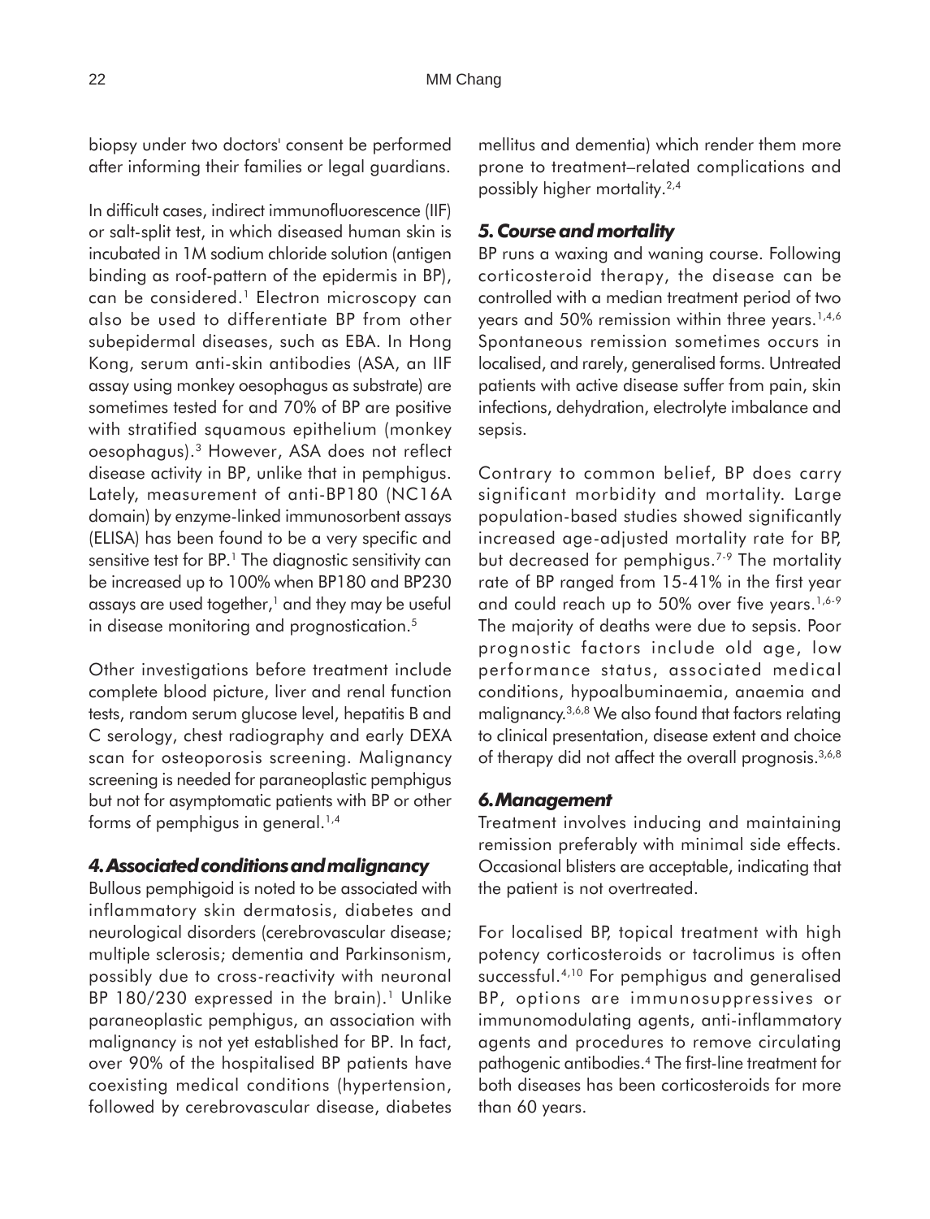biopsy under two doctors' consent be performed after informing their families or legal guardians.

In difficult cases, indirect immunofluorescence (IIF) or salt-split test, in which diseased human skin is incubated in 1M sodium chloride solution (antigen binding as roof-pattern of the epidermis in BP), can be considered.[1] Electron microscopy can also be used to differentiate BP from other subepidermal diseases, such as EBA. In Hong Kong, serum anti-skin antibodies (ASA, an IIF assay using monkey oesophagus as substrate) are sometimes tested for and 70% of BP are positive with stratified squamous epithelium (monkey oesophagus).[3] However, ASA does not reflect disease activity in BP, unlike that in pemphigus. Lately, measurement of anti-BP180 (NC16A domain) by enzyme-linked immunosorbent assays (ELISA) has been found to be a very specific and sensitive test for BP.[1] The diagnostic sensitivity can be increased up to 100% when BP180 and BP230 assays are used together,[1] and they may be useful in disease monitoring and prognostication.[5]

Other investigations before treatment include complete blood picture, liver and renal function tests, random serum glucose level, hepatitis B and C serology, chest radiography and early DEXA scan for osteoporosis screening. Malignancy screening is needed for paraneoplastic pemphigus but not for asymptomatic patients with BP or other forms of pemphigus in general.[1,4]

### *4. Associated conditions and malignancy*

Bullous pemphigoid is noted to be associated with inflammatory skin dermatosis, diabetes and neurological disorders (cerebrovascular disease; multiple sclerosis; dementia and Parkinsonism, possibly due to cross-reactivity with neuronal BP 180/230 expressed in the brain).[1] Unlike paraneoplastic pemphigus, an association with malignancy is not yet established for BP. In fact, over 90% of the hospitalised BP patients have coexisting medical conditions (hypertension, followed by cerebrovascular disease, diabetes mellitus and dementia) which render them more prone to treatment–related complications and possibly higher mortality.[2,4]

### *5. Course and mortality*

BP runs a waxing and waning course. Following corticosteroid therapy, the disease can be controlled with a median treatment period of two years and 50% remission within three years.[1,4,6] Spontaneous remission sometimes occurs in localised, and rarely, generalised forms. Untreated patients with active disease suffer from pain, skin infections, dehydration, electrolyte imbalance and sepsis.

Contrary to common belief, BP does carry significant morbidity and mortality. Large population-based studies showed significantly increased age-adjusted mortality rate for BP, but decreased for pemphigus.[7-9] The mortality rate of BP ranged from 15-41% in the first year and could reach up to 50% over five years.[1,6-9] The majority of deaths were due to sepsis. Poor prognostic factors include old age, low performance status, associated medical conditions, hypoalbuminaemia, anaemia and malignancy.[3,6,8] We also found that factors relating to clinical presentation, disease extent and choice of therapy did not affect the overall prognosis.[3,6,8]

### *6. Management*

Treatment involves inducing and maintaining remission preferably with minimal side effects. Occasional blisters are acceptable, indicating that the patient is not overtreated.

For localised BP, topical treatment with high potency corticosteroids or tacrolimus is often successful.[4,10] For pemphigus and generalised BP, options are immunosuppressives or immunomodulating agents, anti-inflammatory agents and procedures to remove circulating pathogenic antibodies.[4] The first-line treatment for both diseases has been corticosteroids for more than 60 years.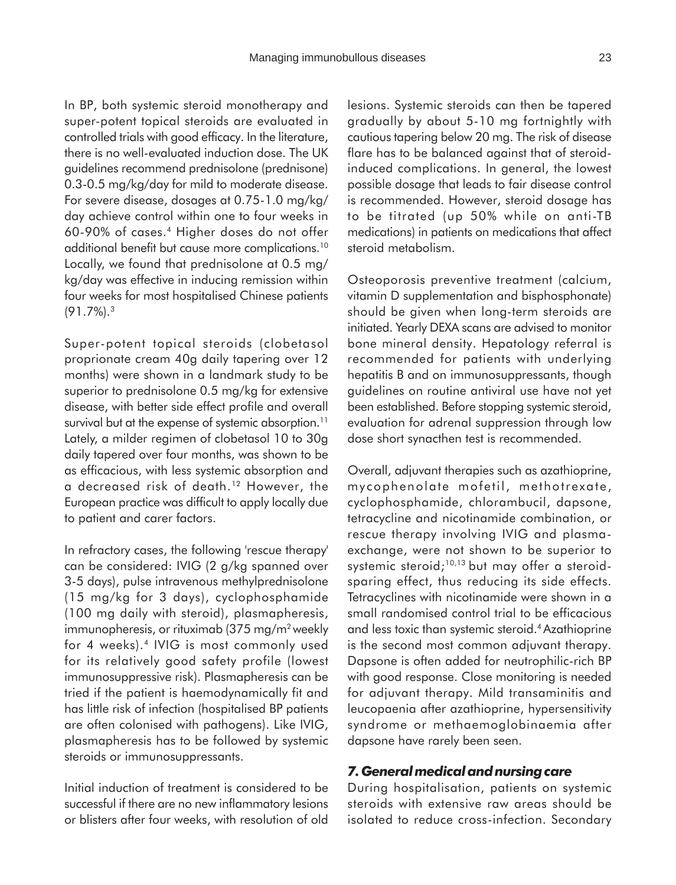In BP, both systemic steroid monotherapy and super-potent topical steroids are evaluated in controlled trials with good efficacy. In the literature, there is no well-evaluated induction dose. The UK guidelines recommend prednisolone (prednisone) 0.3-0.5 mg/kg/day for mild to moderate disease. For severe disease, dosages at 0.75-1.0 mg/kg/day achieve control within one to four weeks in 60-90% of cases.[4] Higher doses do not offer additional benefit but cause more complications.[10] Locally, we found that prednisolone at 0.5 mg/kg/day was effective in inducing remission within four weeks for most hospitalised Chinese patients (91.7%).[3]

Super-potent topical steroids (clobetasol proprionate cream 40g daily tapering over 12 months) were shown in a landmark study to be superior to prednisolone 0.5 mg/kg for extensive disease, with better side effect profile and overall survival but at the expense of systemic absorption.[11] Lately, a milder regimen of clobetasol 10 to 30g daily tapered over four months, was shown to be as efficacious, with less systemic absorption and a decreased risk of death.[12] However, the European practice was difficult to apply locally due to patient and carer factors.

In refractory cases, the following 'rescue therapy' can be considered: IVIG (2 g/kg spanned over 3-5 days), pulse intravenous methylprednisolone (15 mg/kg for 3 days), cyclophosphamide (100 mg daily with steroid), plasmapheresis, immunopheresis, or rituximab (375 mg/m$^2$ weekly for 4 weeks).[4] IVIG is most commonly used for its relatively good safety profile (lowest immunosuppressive risk). Plasmapheresis can be tried if the patient is haemodynamically fit and has little risk of infection (hospitalised BP patients are often colonised with pathogens). Like IVIG, plasmapheresis has to be followed by systemic steroids or immunosuppressants.

Initial induction of treatment is considered to be successful if there are no new inflammatory lesions or blisters after four weeks, with resolution of old lesions. Systemic steroids can then be tapered gradually by about 5-10 mg fortnightly with cautious tapering below 20 mg. The risk of disease flare has to be balanced against that of steroid-induced complications. In general, the lowest possible dosage that leads to fair disease control is recommended. However, steroid dosage has to be titrated (up 50% while on anti-TB medications) in patients on medications that affect steroid metabolism.

Osteoporosis preventive treatment (calcium, vitamin D supplementation and bisphosphonate) should be given when long-term steroids are initiated. Yearly DEXA scans are advised to monitor bone mineral density. Hepatology referral is recommended for patients with underlying hepatitis B and on immunosuppressants, though guidelines on routine antiviral use have not yet been established. Before stopping systemic steroid, evaluation for adrenal suppression through low dose short synacthen test is recommended.

Overall, adjuvant therapies such as azathioprine, mycophenolate mofetil, methotrexate, cyclophosphamide, chlorambucil, dapsone, tetracycline and nicotinamide combination, or rescue therapy involving IVIG and plasma-exchange, were not shown to be superior to systemic steroid;[10,13] but may offer a steroid-sparing effect, thus reducing its side effects. Tetracyclines with nicotinamide were shown in a small randomised control trial to be efficacious and less toxic than systemic steroid.[4] Azathioprine is the second most common adjuvant therapy. Dapsone is often added for neutrophilic-rich BP with good response. Close monitoring is needed for adjuvant therapy. Mild transaminitis and leucopaenia after azathioprine, hypersensitivity syndrome or methaemoglobinaemia after dapsone have rarely been seen.

### *7. General medical and nursing care*

During hospitalisation, patients on systemic steroids with extensive raw areas should be isolated to reduce cross-infection. Secondary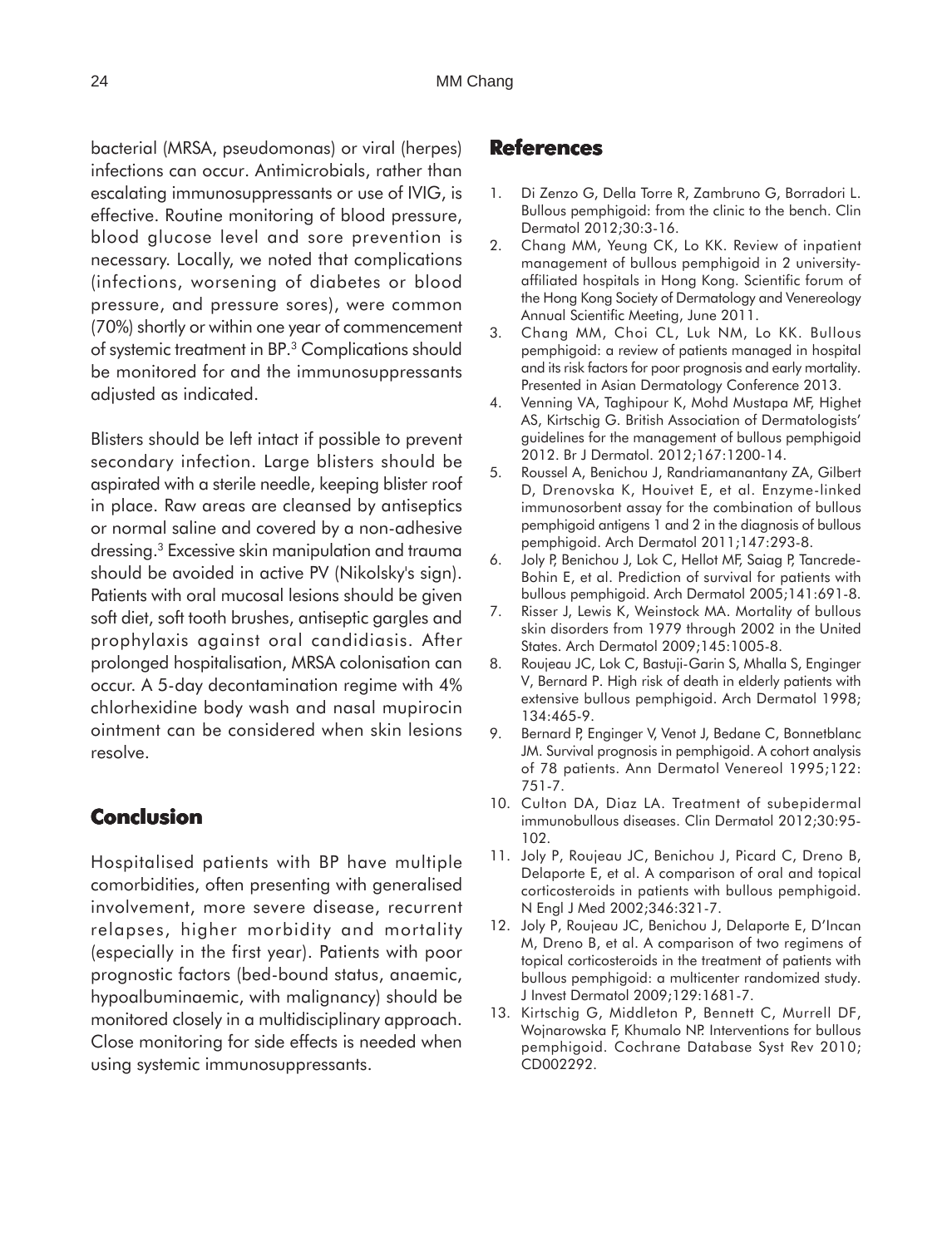bacterial (MRSA, pseudomonas) or viral (herpes) infections can occur. Antimicrobials, rather than escalating immunosuppressants or use of IVIG, is effective. Routine monitoring of blood pressure, blood glucose level and sore prevention is necessary. Locally, we noted that complications (infections, worsening of diabetes or blood pressure, and pressure sores), were common (70%) shortly or within one year of commencement of systemic treatment in BP.[3] Complications should be monitored for and the immunosuppressants adjusted as indicated.

Blisters should be left intact if possible to prevent secondary infection. Large blisters should be aspirated with a sterile needle, keeping blister roof in place. Raw areas are cleansed by antiseptics or normal saline and covered by a non-adhesive dressing.[3] Excessive skin manipulation and trauma should be avoided in active PV (Nikolsky's sign). Patients with oral mucosal lesions should be given soft diet, soft tooth brushes, antiseptic gargles and prophylaxis against oral candidiasis. After prolonged hospitalisation, MRSA colonisation can occur. A 5-day decontamination regime with 4% chlorhexidine body wash and nasal mupirocin ointment can be considered when skin lesions resolve.

## Conclusion

Hospitalised patients with BP have multiple comorbidities, often presenting with generalised involvement, more severe disease, recurrent relapses, higher morbidity and mortality (especially in the first year). Patients with poor prognostic factors (bed-bound status, anaemic, hypoalbuminaemic, with malignancy) should be monitored closely in a multidisciplinary approach. Close monitoring for side effects is needed when using systemic immunosuppressants.

## References

1. Di Zenzo G, Della Torre R, Zambruno G, Borradori L. Bullous pemphigoid: from the clinic to the bench. Clin Dermatol 2012;30:3-16.
2. Chang MM, Yeung CK, Lo KK. Review of inpatient management of bullous pemphigoid in 2 university-affiliated hospitals in Hong Kong. Scientific forum of the Hong Kong Society of Dermatology and Venereology Annual Scientific Meeting, June 2011.
3. Chang MM, Choi CL, Luk NM, Lo KK. Bullous pemphigoid: a review of patients managed in hospital and its risk factors for poor prognosis and early mortality. Presented in Asian Dermatology Conference 2013.
4. Venning VA, Taghipour K, Mohd Mustapa MF, Highet AS, Kirtschig G. British Association of Dermatologists' guidelines for the management of bullous pemphigoid 2012. Br J Dermatol. 2012;167:1200-14.
5. Roussel A, Benichou J, Randriamanantany ZA, Gilbert D, Drenovska K, Houivet E, et al. Enzyme-linked immunosorbent assay for the combination of bullous pemphigoid antigens 1 and 2 in the diagnosis of bullous pemphigoid. Arch Dermatol 2011;147:293-8.
6. Joly P, Benichou J, Lok C, Hellot MF, Saiag P, Tancrede-Bohin E, et al. Prediction of survival for patients with bullous pemphigoid. Arch Dermatol 2005;141:691-8.
7. Risser J, Lewis K, Weinstock MA. Mortality of bullous skin disorders from 1979 through 2002 in the United States. Arch Dermatol 2009;145:1005-8.
8. Roujeau JC, Lok C, Bastuji-Garin S, Mhalla S, Enginger V, Bernard P. High risk of death in elderly patients with extensive bullous pemphigoid. Arch Dermatol 1998; 134:465-9.
9. Bernard P, Enginger V, Venot J, Bedane C, Bonnetblanc JM. Survival prognosis in pemphigoid. A cohort analysis of 78 patients. Ann Dermatol Venereol 1995;122: 751-7.
10. Culton DA, Diaz LA. Treatment of subepidermal immunobullous diseases. Clin Dermatol 2012;30:95-102.
11. Joly P, Roujeau JC, Benichou J, Picard C, Dreno B, Delaporte E, et al. A comparison of oral and topical corticosteroids in patients with bullous pemphigoid. N Engl J Med 2002;346:321-7.
12. Joly P, Roujeau JC, Benichou J, Delaporte E, D'Incan M, Dreno B, et al. A comparison of two regimens of topical corticosteroids in the treatment of patients with bullous pemphigoid: a multicenter randomized study. J Invest Dermatol 2009;129:1681-7.
13. Kirtschig G, Middleton P, Bennett C, Murrell DF, Wojnarowska F, Khumalo NP. Interventions for bullous pemphigoid. Cochrane Database Syst Rev 2010; CD002292.